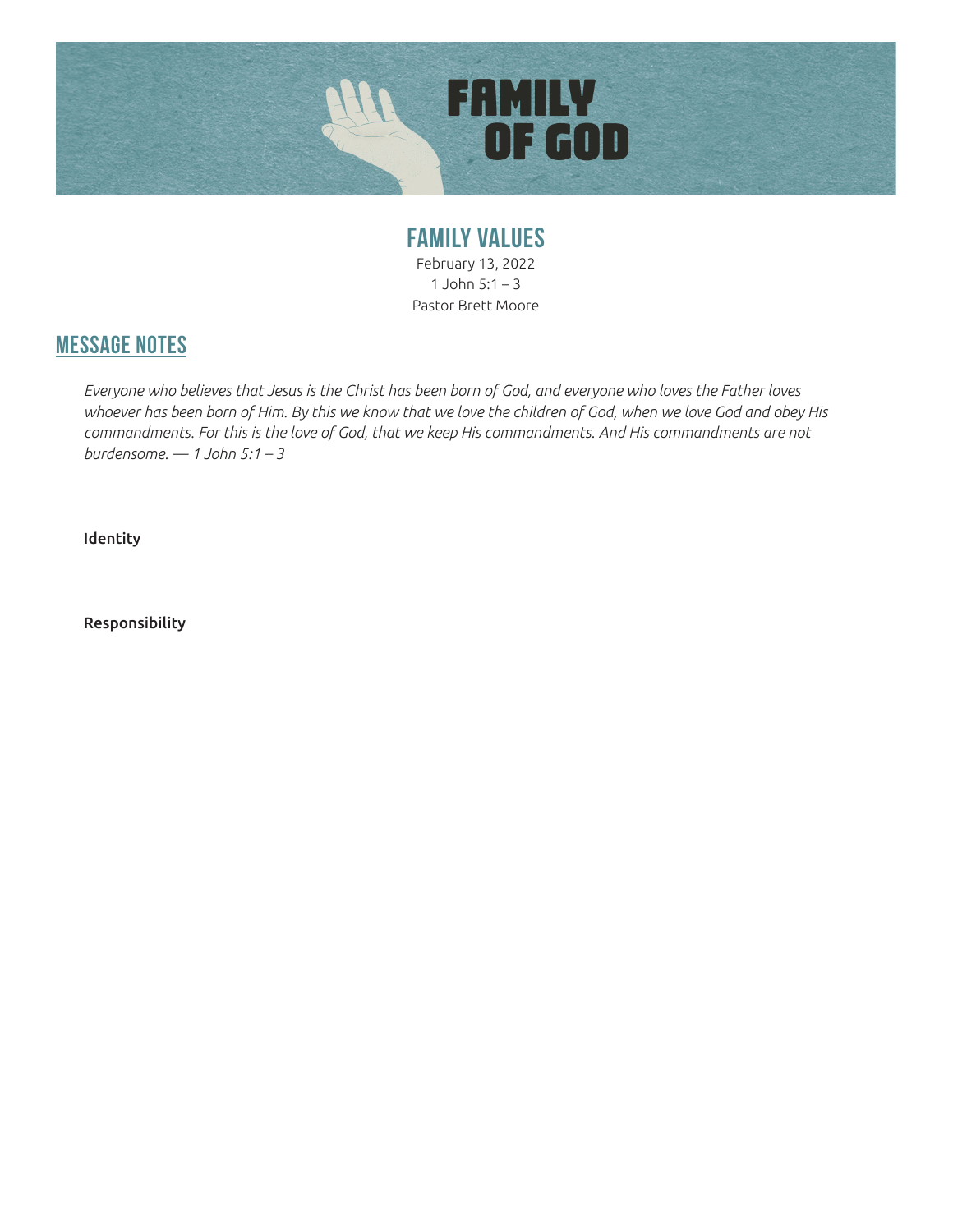# FAMILY OF GOD

## FAMILY VALUES

February 13, 2022
1 John 5:1 – 3
Pastor Brett Moore

## MESSAGE NOTES

*Everyone who believes that Jesus is the Christ has been born of God, and everyone who loves the Father loves whoever has been born of Him. By this we know that we love the children of God, when we love God and obey His commandments. For this is the love of God, that we keep His commandments. And His commandments are not burdensome. — 1 John 5:1 – 3*

Identity

Responsibility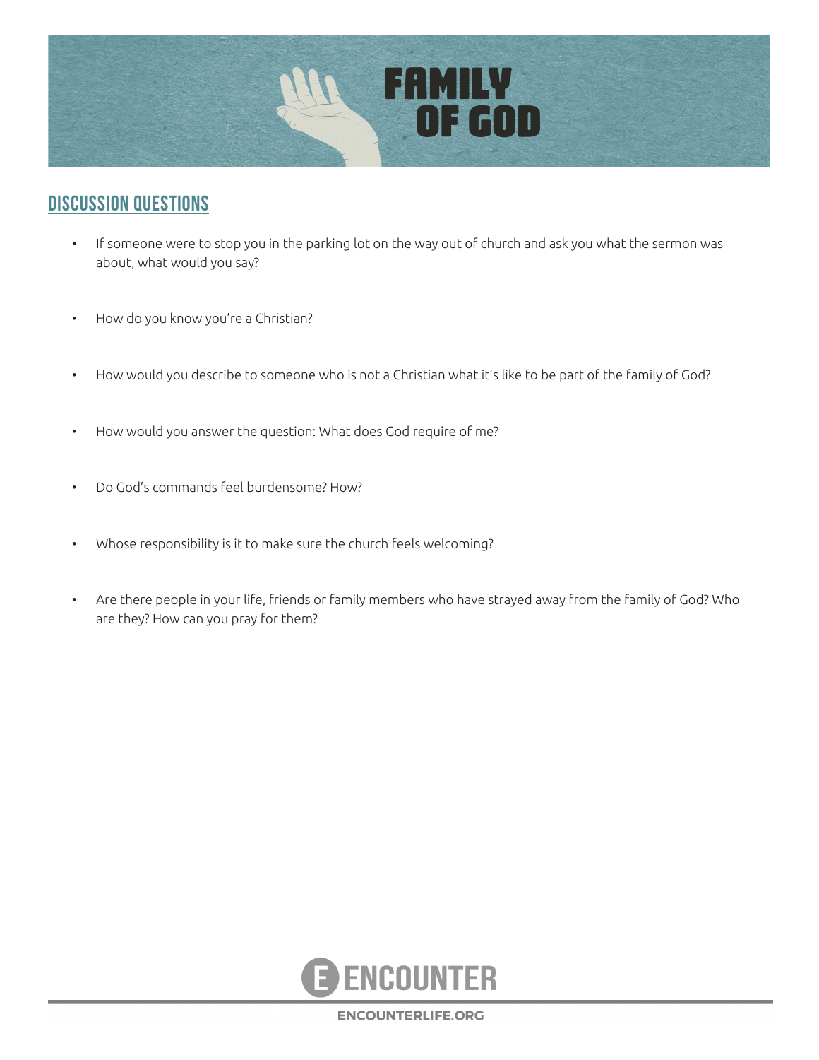# FAMILY OF GOD

## DISCUSSION QUESTIONS

- If someone were to stop you in the parking lot on the way out of church and ask you what the sermon was about, what would you say?
- How do you know you're a Christian?
- How would you describe to someone who is not a Christian what it's like to be part of the family of God?
- How would you answer the question: What does God require of me?
- Do God's commands feel burdensome? How?
- Whose responsibility is it to make sure the church feels welcoming?
- Are there people in your life, friends or family members who have strayed away from the family of God? Who are they? How can you pray for them?

ENCOUNTER

ENCOUNTERLIFE.ORG